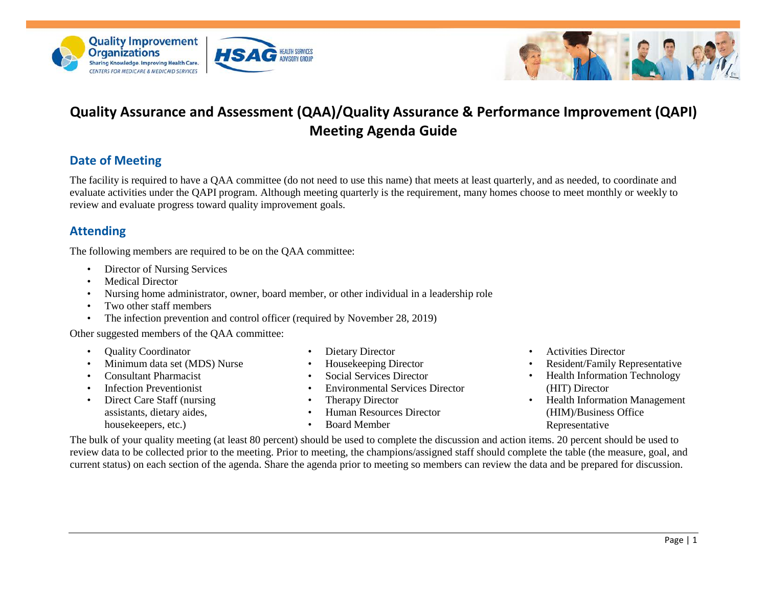# Quality Assurance and Assessment (QAA)/Quality Assurance & Performance Improvement (QAPI) Meeting Agenda Guide

## Date of Meeting

The facility is required to have a QAA committee (do not need to use this name) that meets at least quarterly, and as needed, to coordinate and evaluate activities under the QAPI program. Although meeting quarterly is the requirement, many homes choose to meet monthly or weekly to review and evaluate progress toward quality improvement goals.

## Attending

The following members are required to be on the QAA committee:

- Director of Nursing Services
- Medical Director
- Nursing home administrator, owner, board member, or other individual in a leadership role
- Two other staff members
- The infection prevention and control officer (required by November 28, 2019)

Other suggested members of the QAA committee:

- Quality Coordinator
- Minimum data set (MDS) Nurse
- Consultant Pharmacist
- Infection Preventionist
- Direct Care Staff (nursing assistants, dietary aides, housekeepers, etc.)
- Dietary Director
- Housekeeping Director
- Social Services Director
- Environmental Services Director
- Therapy Director
- Human Resources Director
- Board Member
- Activities Director
- Resident/Family Representative
- Health Information Technology (HIT) Director
- Health Information Management (HIM)/Business Office Representative

The bulk of your quality meeting (at least 80 percent) should be used to complete the discussion and action items. 20 percent should be used to review data to be collected prior to the meeting. Prior to meeting, the champions/assigned staff should complete the table (the measure, goal, and current status) on each section of the agenda. Share the agenda prior to meeting so members can review the data and be prepared for discussion.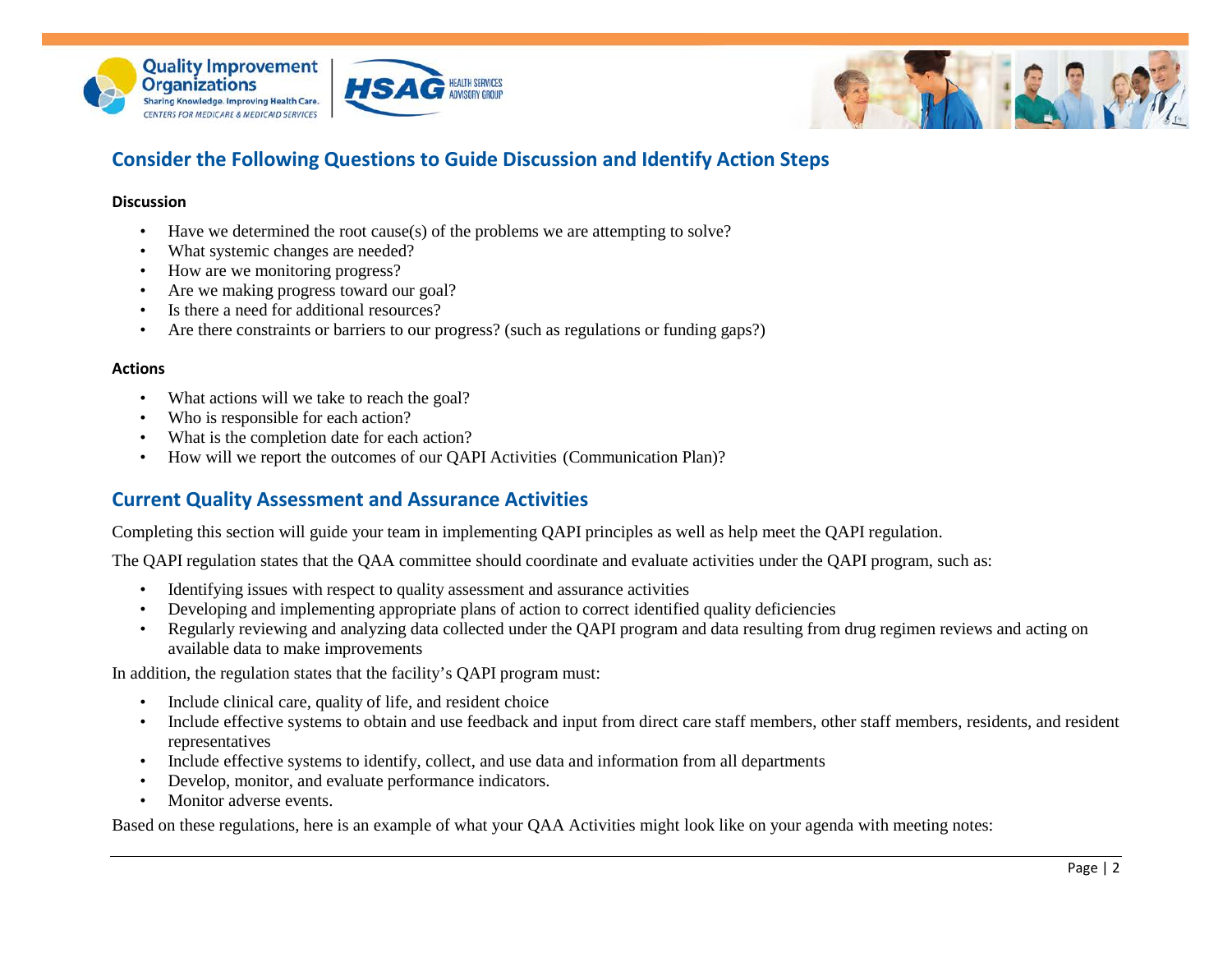## Consider the Following Questions to Guide Discussion and Identify Action Steps

**Discussion**

- Have we determined the root cause(s) of the problems we are attempting to solve?
- What systemic changes are needed?
- How are we monitoring progress?
- Are we making progress toward our goal?
- Is there a need for additional resources?
- Are there constraints or barriers to our progress? (such as regulations or funding gaps?)

**Actions**

- What actions will we take to reach the goal?
- Who is responsible for each action?
- What is the completion date for each action?
- How will we report the outcomes of our QAPI Activities (Communication Plan)?

## Current Quality Assessment and Assurance Activities

Completing this section will guide your team in implementing QAPI principles as well as help meet the QAPI regulation.

The QAPI regulation states that the QAA committee should coordinate and evaluate activities under the QAPI program, such as:

- Identifying issues with respect to quality assessment and assurance activities
- Developing and implementing appropriate plans of action to correct identified quality deficiencies
- Regularly reviewing and analyzing data collected under the QAPI program and data resulting from drug regimen reviews and acting on available data to make improvements

In addition, the regulation states that the facility's QAPI program must:

- Include clinical care, quality of life, and resident choice
- Include effective systems to obtain and use feedback and input from direct care staff members, other staff members, residents, and resident representatives
- Include effective systems to identify, collect, and use data and information from all departments
- Develop, monitor, and evaluate performance indicators.
- Monitor adverse events.

Based on these regulations, here is an example of what your QAA Activities might look like on your agenda with meeting notes: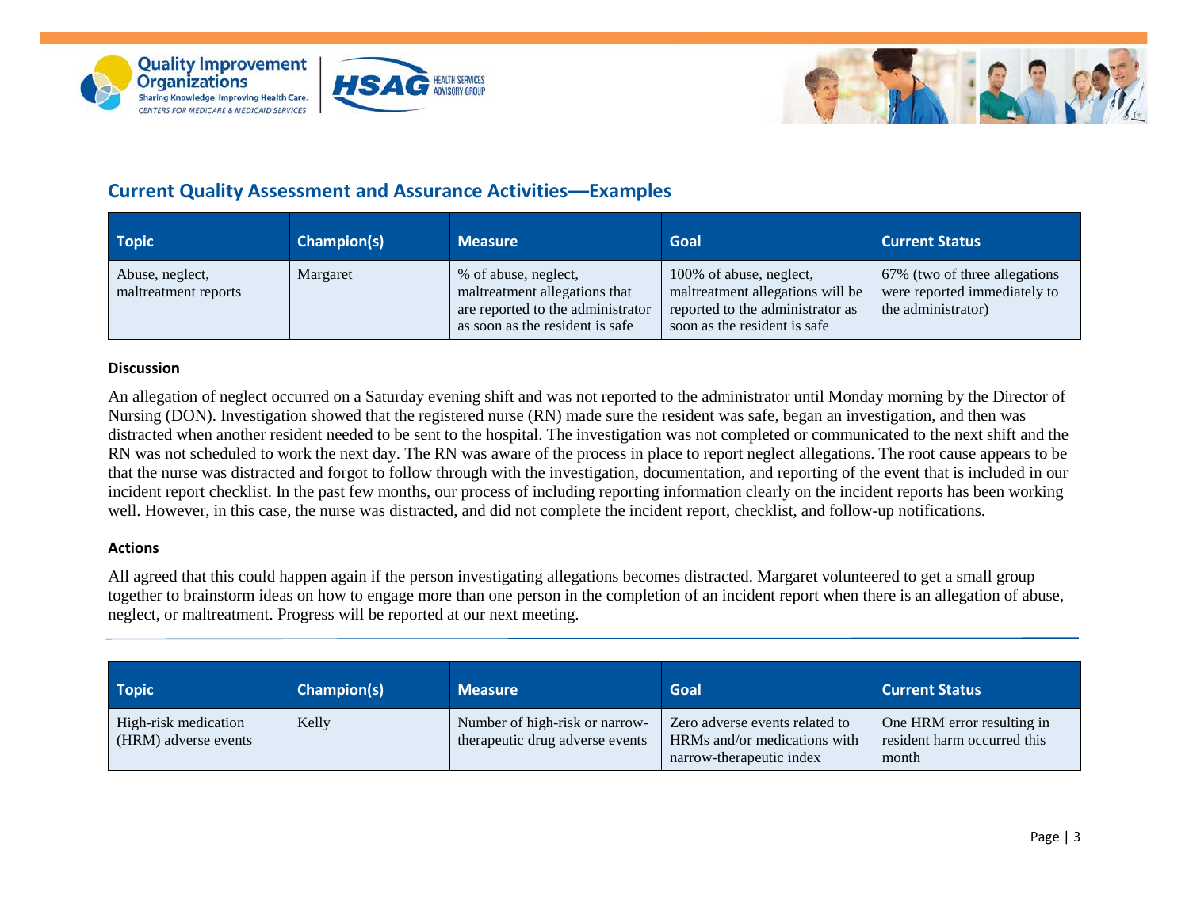## Current Quality Assessment and Assurance Activities—Examples

| Topic | Champion(s) | Measure | Goal | Current Status |
|---|---|---|---|---|
| Abuse, neglect, maltreatment reports | Margaret | % of abuse, neglect, maltreatment allegations that are reported to the administrator as soon as the resident is safe | 100% of abuse, neglect, maltreatment allegations will be reported to the administrator as soon as the resident is safe | 67% (two of three allegations were reported immediately to the administrator) |

**Discussion**

An allegation of neglect occurred on a Saturday evening shift and was not reported to the administrator until Monday morning by the Director of Nursing (DON). Investigation showed that the registered nurse (RN) made sure the resident was safe, began an investigation, and then was distracted when another resident needed to be sent to the hospital. The investigation was not completed or communicated to the next shift and the RN was not scheduled to work the next day. The RN was aware of the process in place to report neglect allegations. The root cause appears to be that the nurse was distracted and forgot to follow through with the investigation, documentation, and reporting of the event that is included in our incident report checklist. In the past few months, our process of including reporting information clearly on the incident reports has been working well. However, in this case, the nurse was distracted, and did not complete the incident report, checklist, and follow-up notifications.

**Actions**

All agreed that this could happen again if the person investigating allegations becomes distracted. Margaret volunteered to get a small group together to brainstorm ideas on how to engage more than one person in the completion of an incident report when there is an allegation of abuse, neglect, or maltreatment. Progress will be reported at our next meeting.

---

| Topic | Champion(s) | Measure | Goal | Current Status |
|---|---|---|---|---|
| High-risk medication (HRM) adverse events | Kelly | Number of high-risk or narrow-therapeutic drug adverse events | Zero adverse events related to HRMs and/or medications with narrow-therapeutic index | One HRM error resulting in resident harm occurred this month |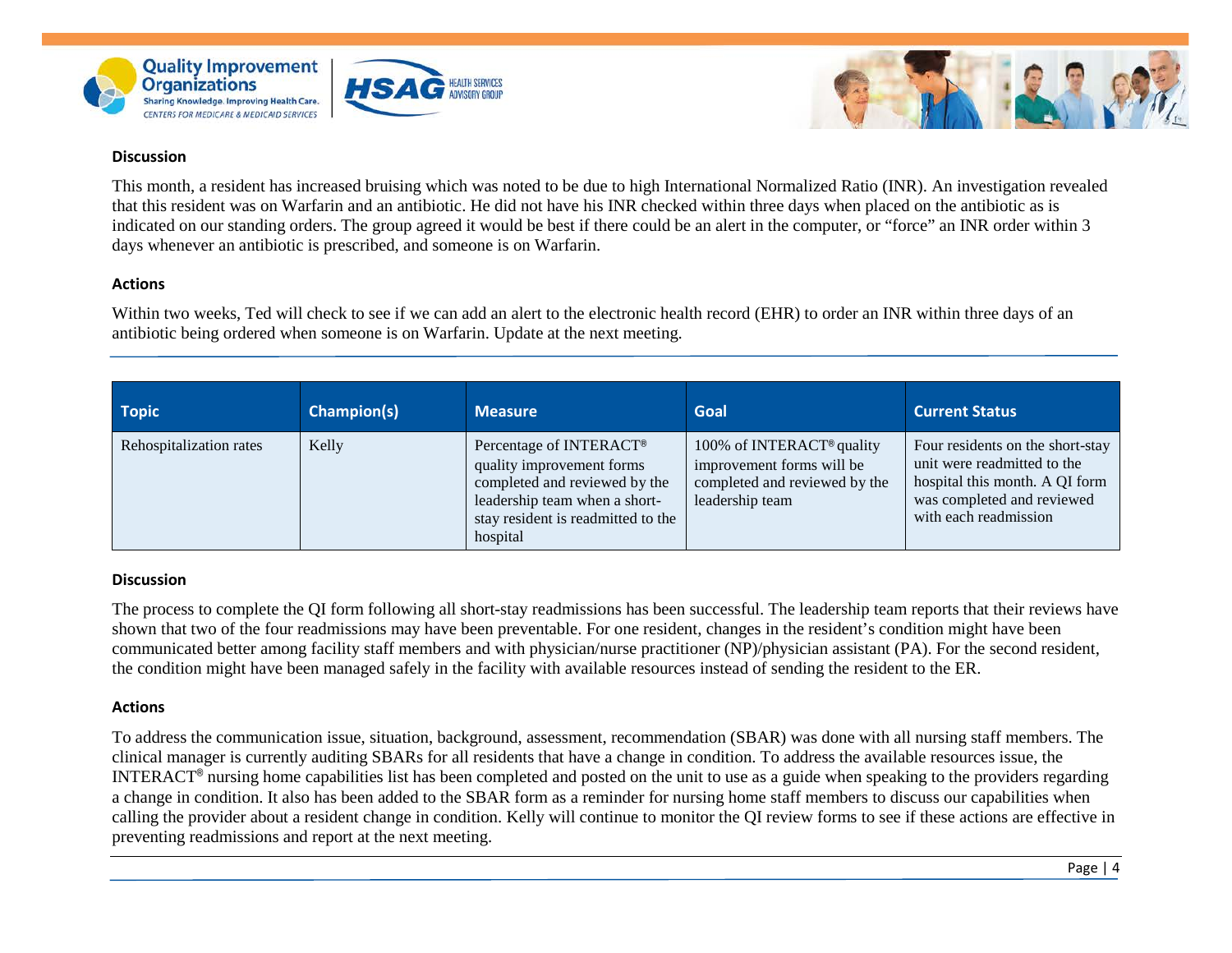### Discussion

This month, a resident has increased bruising which was noted to be due to high International Normalized Ratio (INR). An investigation revealed that this resident was on Warfarin and an antibiotic. He did not have his INR checked within three days when placed on the antibiotic as is indicated on our standing orders. The group agreed it would be best if there could be an alert in the computer, or "force" an INR order within 3 days whenever an antibiotic is prescribed, and someone is on Warfarin.

### Actions

Within two weeks, Ted will check to see if we can add an alert to the electronic health record (EHR) to order an INR within three days of an antibiotic being ordered when someone is on Warfarin. Update at the next meeting.

| Topic | Champion(s) | Measure | Goal | Current Status |
|---|---|---|---|---|
| Rehospitalization rates | Kelly | Percentage of INTERACT® quality improvement forms completed and reviewed by the leadership team when a short-stay resident is readmitted to the hospital | 100% of INTERACT® quality improvement forms will be completed and reviewed by the leadership team | Four residents on the short-stay unit were readmitted to the hospital this month. A QI form was completed and reviewed with each readmission |

### Discussion

The process to complete the QI form following all short-stay readmissions has been successful. The leadership team reports that their reviews have shown that two of the four readmissions may have been preventable. For one resident, changes in the resident's condition might have been communicated better among facility staff members and with physician/nurse practitioner (NP)/physician assistant (PA). For the second resident, the condition might have been managed safely in the facility with available resources instead of sending the resident to the ER.

### Actions

To address the communication issue, situation, background, assessment, recommendation (SBAR) was done with all nursing staff members. The clinical manager is currently auditing SBARs for all residents that have a change in condition. To address the available resources issue, the INTERACT® nursing home capabilities list has been completed and posted on the unit to use as a guide when speaking to the providers regarding a change in condition. It also has been added to the SBAR form as a reminder for nursing home staff members to discuss our capabilities when calling the provider about a resident change in condition. Kelly will continue to monitor the QI review forms to see if these actions are effective in preventing readmissions and report at the next meeting.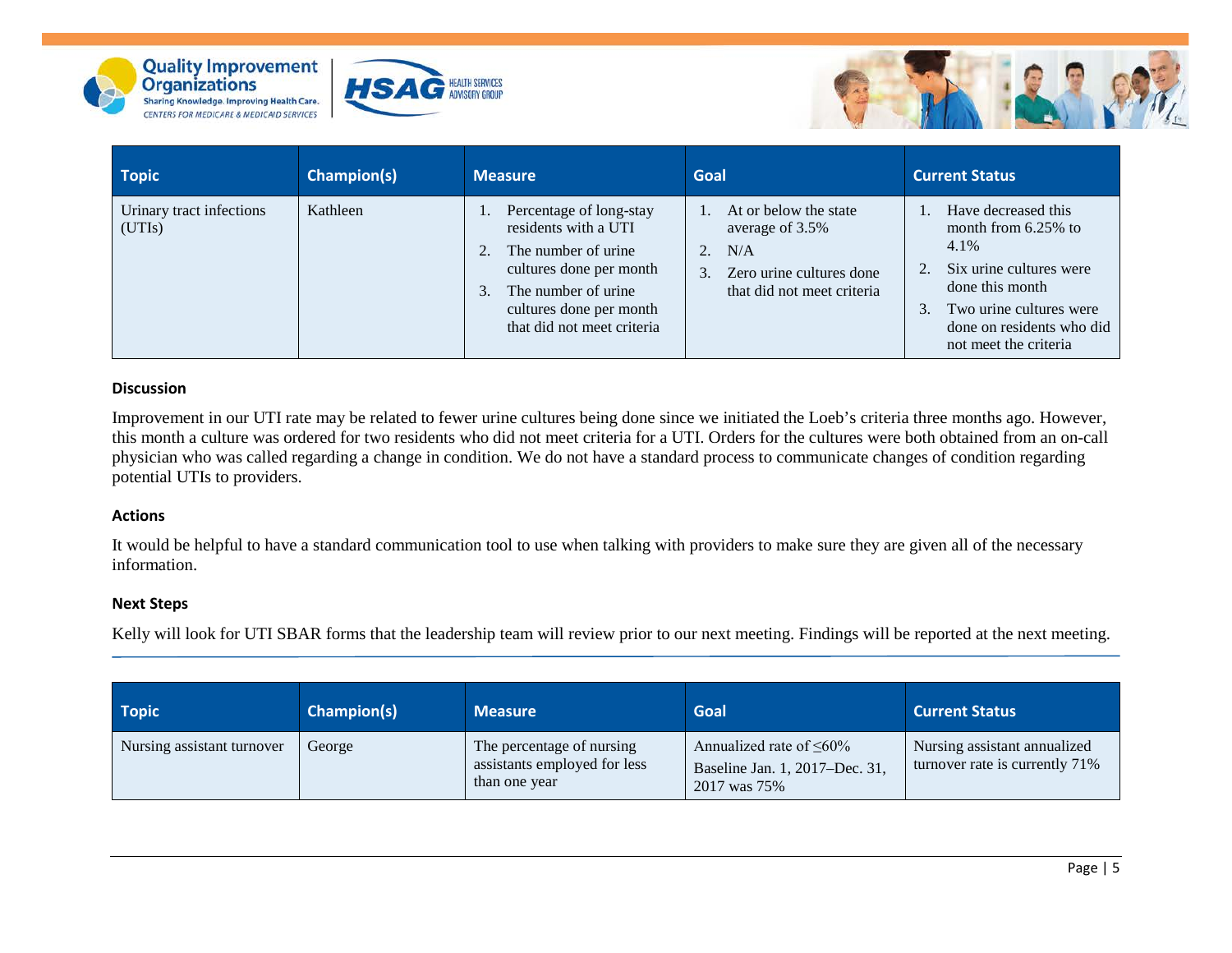| Topic | Champion(s) | Measure | Goal | Current Status |
|---|---|---|---|---|
| Urinary tract infections (UTIs) | Kathleen | 1. Percentage of long-stay residents with a UTI<br>2. The number of urine cultures done per month<br>3. The number of urine cultures done per month that did not meet criteria | 1. At or below the state average of 3.5%<br>2. N/A<br>3. Zero urine cultures done that did not meet criteria | 1. Have decreased this month from 6.25% to 4.1%<br>2. Six urine cultures were done this month<br>3. Two urine cultures were done on residents who did not meet the criteria |

**Discussion**

Improvement in our UTI rate may be related to fewer urine cultures being done since we initiated the Loeb's criteria three months ago. However, this month a culture was ordered for two residents who did not meet criteria for a UTI. Orders for the cultures were both obtained from an on-call physician who was called regarding a change in condition. We do not have a standard process to communicate changes of condition regarding potential UTIs to providers.

**Actions**

It would be helpful to have a standard communication tool to use when talking with providers to make sure they are given all of the necessary information.

**Next Steps**

Kelly will look for UTI SBAR forms that the leadership team will review prior to our next meeting. Findings will be reported at the next meeting.

---

| Topic | Champion(s) | Measure | Goal | Current Status |
|---|---|---|---|---|
| Nursing assistant turnover | George | The percentage of nursing assistants employed for less than one year | Annualized rate of ≤60%<br>Baseline Jan. 1, 2017–Dec. 31, 2017 was 75% | Nursing assistant annualized turnover rate is currently 71% |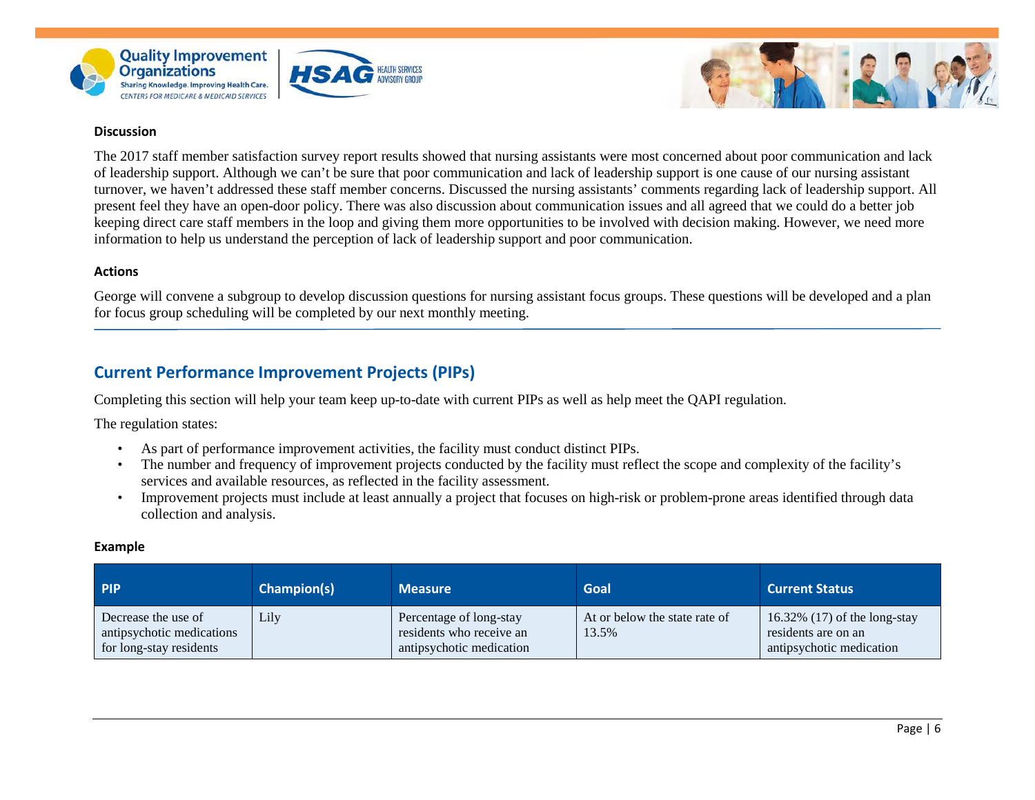#### Discussion

The 2017 staff member satisfaction survey report results showed that nursing assistants were most concerned about poor communication and lack of leadership support. Although we can't be sure that poor communication and lack of leadership support is one cause of our nursing assistant turnover, we haven't addressed these staff member concerns. Discussed the nursing assistants' comments regarding lack of leadership support. All present feel they have an open-door policy. There was also discussion about communication issues and all agreed that we could do a better job keeping direct care staff members in the loop and giving them more opportunities to be involved with decision making. However, we need more information to help us understand the perception of lack of leadership support and poor communication.

#### Actions

George will convene a subgroup to develop discussion questions for nursing assistant focus groups. These questions will be developed and a plan for focus group scheduling will be completed by our next monthly meeting.

## Current Performance Improvement Projects (PIPs)

Completing this section will help your team keep up-to-date with current PIPs as well as help meet the QAPI regulation.

The regulation states:

- As part of performance improvement activities, the facility must conduct distinct PIPs.
- The number and frequency of improvement projects conducted by the facility must reflect the scope and complexity of the facility's services and available resources, as reflected in the facility assessment.
- Improvement projects must include at least annually a project that focuses on high-risk or problem-prone areas identified through data collection and analysis.

#### Example

| PIP | Champion(s) | Measure | Goal | Current Status |
| --- | --- | --- | --- | --- |
| Decrease the use of antipsychotic medications for long-stay residents | Lily | Percentage of long-stay residents who receive an antipsychotic medication | At or below the state rate of 13.5% | 16.32% (17) of the long-stay residents are on an antipsychotic medication |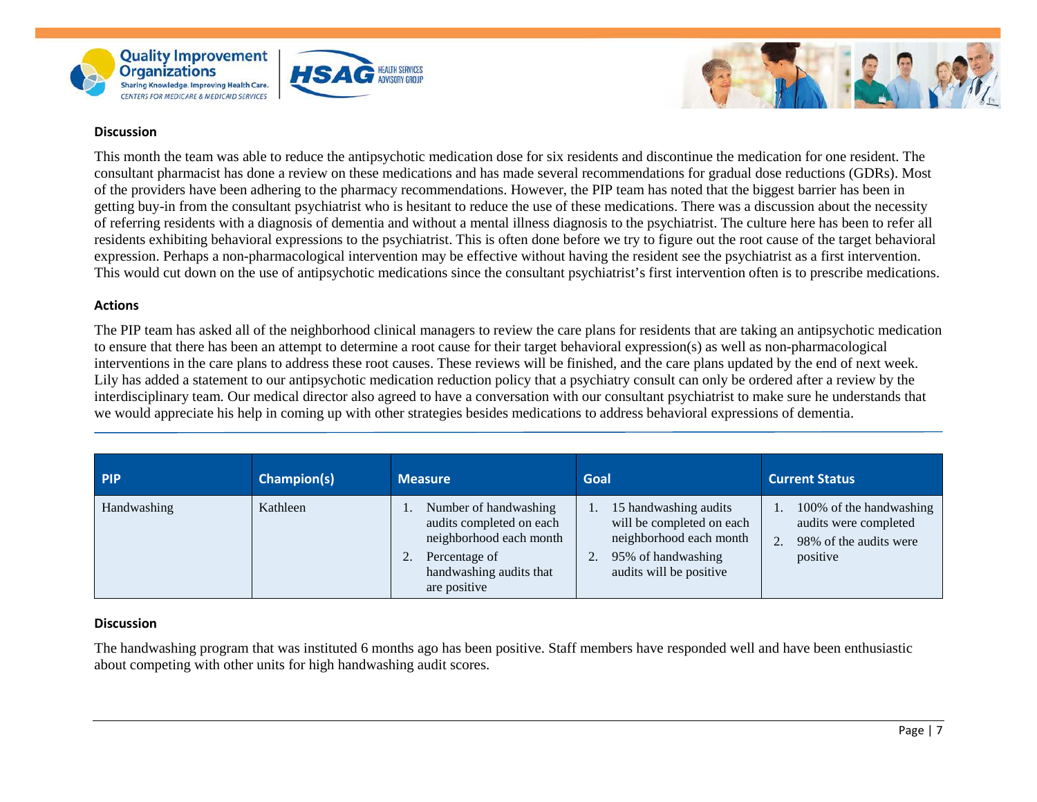### Discussion

This month the team was able to reduce the antipsychotic medication dose for six residents and discontinue the medication for one resident. The consultant pharmacist has done a review on these medications and has made several recommendations for gradual dose reductions (GDRs). Most of the providers have been adhering to the pharmacy recommendations. However, the PIP team has noted that the biggest barrier has been in getting buy-in from the consultant psychiatrist who is hesitant to reduce the use of these medications. There was a discussion about the necessity of referring residents with a diagnosis of dementia and without a mental illness diagnosis to the psychiatrist. The culture here has been to refer all residents exhibiting behavioral expressions to the psychiatrist. This is often done before we try to figure out the root cause of the target behavioral expression. Perhaps a non-pharmacological intervention may be effective without having the resident see the psychiatrist as a first intervention. This would cut down on the use of antipsychotic medications since the consultant psychiatrist's first intervention often is to prescribe medications.

### Actions

The PIP team has asked all of the neighborhood clinical managers to review the care plans for residents that are taking an antipsychotic medication to ensure that there has been an attempt to determine a root cause for their target behavioral expression(s) as well as non-pharmacological interventions in the care plans to address these root causes. These reviews will be finished, and the care plans updated by the end of next week. Lily has added a statement to our antipsychotic medication reduction policy that a psychiatry consult can only be ordered after a review by the interdisciplinary team. Our medical director also agreed to have a conversation with our consultant psychiatrist to make sure he understands that we would appreciate his help in coming up with other strategies besides medications to address behavioral expressions of dementia.

| PIP | Champion(s) | Measure | Goal | Current Status |
|---|---|---|---|---|
| Handwashing | Kathleen | 1. Number of handwashing audits completed on each neighborhood each month<br>2. Percentage of handwashing audits that are positive | 1. 15 handwashing audits will be completed on each neighborhood each month<br>2. 95% of handwashing audits will be positive | 1. 100% of the handwashing audits were completed<br>2. 98% of the audits were positive |

### Discussion

The handwashing program that was instituted 6 months ago has been positive. Staff members have responded well and have been enthusiastic about competing with other units for high handwashing audit scores.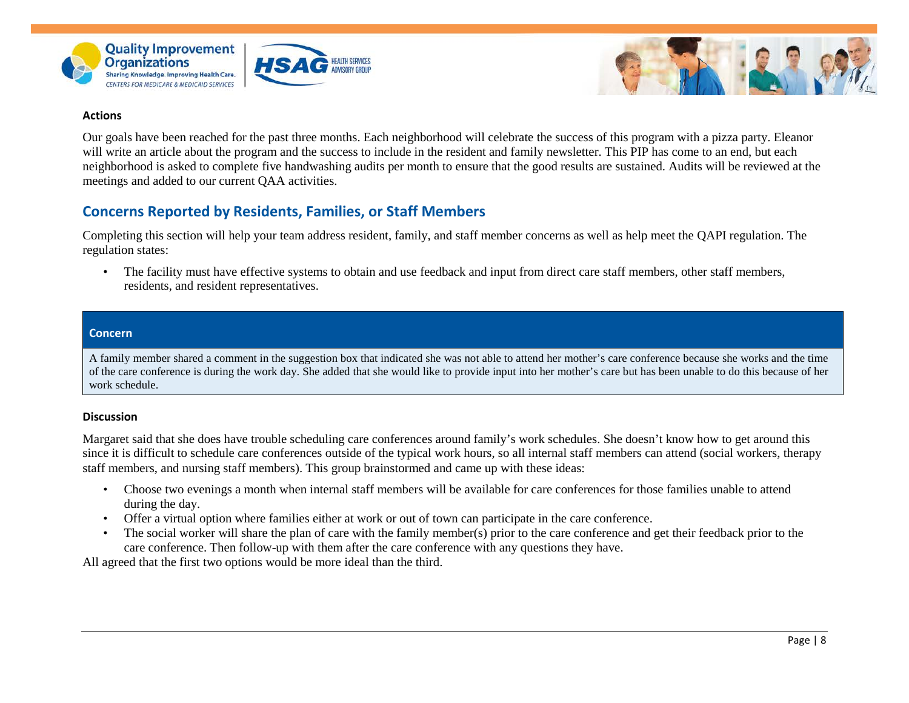### Actions

Our goals have been reached for the past three months. Each neighborhood will celebrate the success of this program with a pizza party. Eleanor will write an article about the program and the success to include in the resident and family newsletter. This PIP has come to an end, but each neighborhood is asked to complete five handwashing audits per month to ensure that the good results are sustained. Audits will be reviewed at the meetings and added to our current QAA activities.

## Concerns Reported by Residents, Families, or Staff Members

Completing this section will help your team address resident, family, and staff member concerns as well as help meet the QAPI regulation. The regulation states:

- The facility must have effective systems to obtain and use feedback and input from direct care staff members, other staff members, residents, and resident representatives.

| Concern |
| --- |
| A family member shared a comment in the suggestion box that indicated she was not able to attend her mother's care conference because she works and the time of the care conference is during the work day. She added that she would like to provide input into her mother's care but has been unable to do this because of her work schedule. |

### Discussion

Margaret said that she does have trouble scheduling care conferences around family's work schedules. She doesn't know how to get around this since it is difficult to schedule care conferences outside of the typical work hours, so all internal staff members can attend (social workers, therapy staff members, and nursing staff members). This group brainstormed and came up with these ideas:

- Choose two evenings a month when internal staff members will be available for care conferences for those families unable to attend during the day.
- Offer a virtual option where families either at work or out of town can participate in the care conference.
- The social worker will share the plan of care with the family member(s) prior to the care conference and get their feedback prior to the care conference. Then follow-up with them after the care conference with any questions they have.

All agreed that the first two options would be more ideal than the third.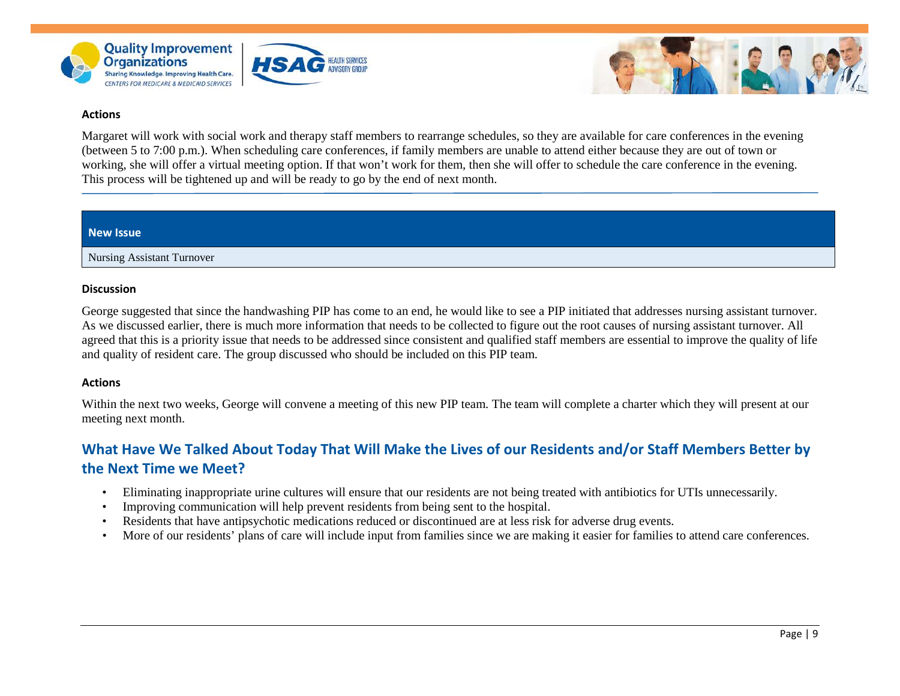### Actions

Margaret will work with social work and therapy staff members to rearrange schedules, so they are available for care conferences in the evening (between 5 to 7:00 p.m.). When scheduling care conferences, if family members are unable to attend either because they are out of town or working, she will offer a virtual meeting option. If that won't work for them, then she will offer to schedule the care conference in the evening. This process will be tightened up and will be ready to go by the end of next month.

| New Issue |
|---|
| Nursing Assistant Turnover |

### Discussion

George suggested that since the handwashing PIP has come to an end, he would like to see a PIP initiated that addresses nursing assistant turnover. As we discussed earlier, there is much more information that needs to be collected to figure out the root causes of nursing assistant turnover. All agreed that this is a priority issue that needs to be addressed since consistent and qualified staff members are essential to improve the quality of life and quality of resident care. The group discussed who should be included on this PIP team.

### Actions

Within the next two weeks, George will convene a meeting of this new PIP team. The team will complete a charter which they will present at our meeting next month.

## What Have We Talked About Today That Will Make the Lives of our Residents and/or Staff Members Better by the Next Time we Meet?

- Eliminating inappropriate urine cultures will ensure that our residents are not being treated with antibiotics for UTIs unnecessarily.
- Improving communication will help prevent residents from being sent to the hospital.
- Residents that have antipsychotic medications reduced or discontinued are at less risk for adverse drug events.
- More of our residents' plans of care will include input from families since we are making it easier for families to attend care conferences.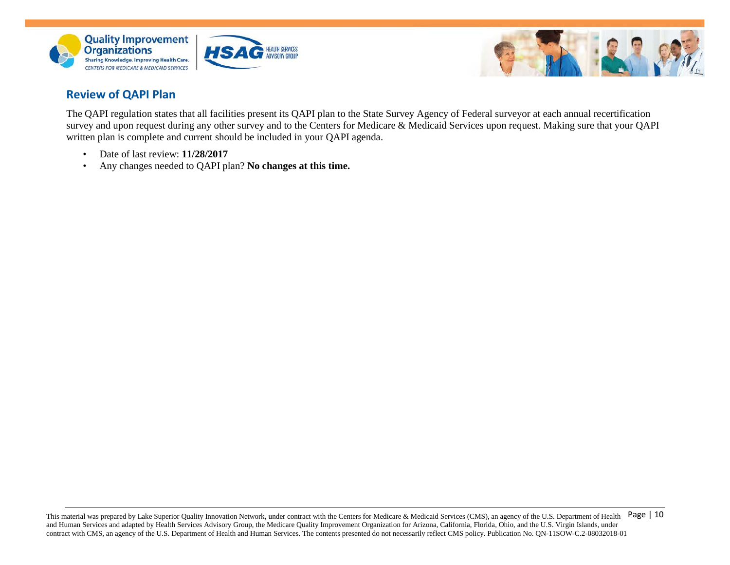## Review of QAPI Plan

The QAPI regulation states that all facilities present its QAPI plan to the State Survey Agency of Federal surveyor at each annual recertification survey and upon request during any other survey and to the Centers for Medicare & Medicaid Services upon request. Making sure that your QAPI written plan is complete and current should be included in your QAPI agenda.

- Date of last review: **11/28/2017**
- Any changes needed to QAPI plan? **No changes at this time.**

This material was prepared by Lake Superior Quality Innovation Network, under contract with the Centers for Medicare & Medicaid Services (CMS), an agency of the U.S. Department of Health and Human Services and adapted by Health Services Advisory Group, the Medicare Quality Improvement Organization for Arizona, California, Florida, Ohio, and the U.S. Virgin Islands, under contract with CMS, an agency of the U.S. Department of Health and Human Services. The contents presented do not necessarily reflect CMS policy. Publication No. QN-11SOW-C.2-08032018-01